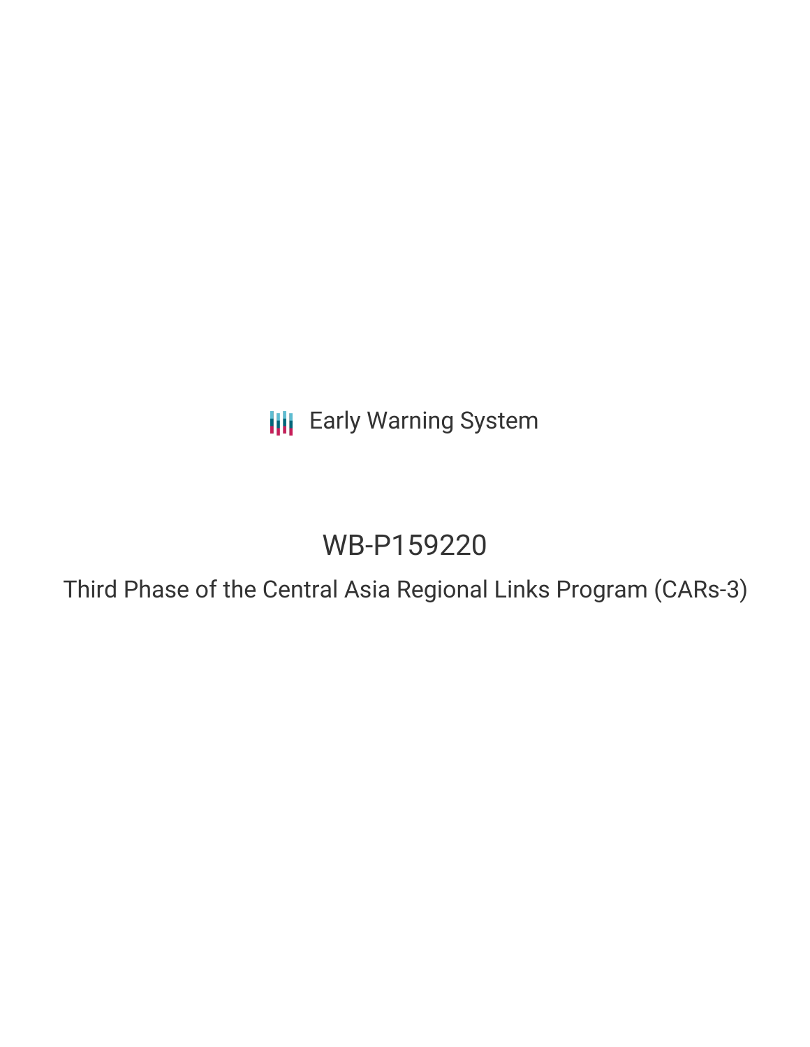Early Warning System

# WB-P159220

## Third Phase of the Central Asia Regional Links Program (CARs-3)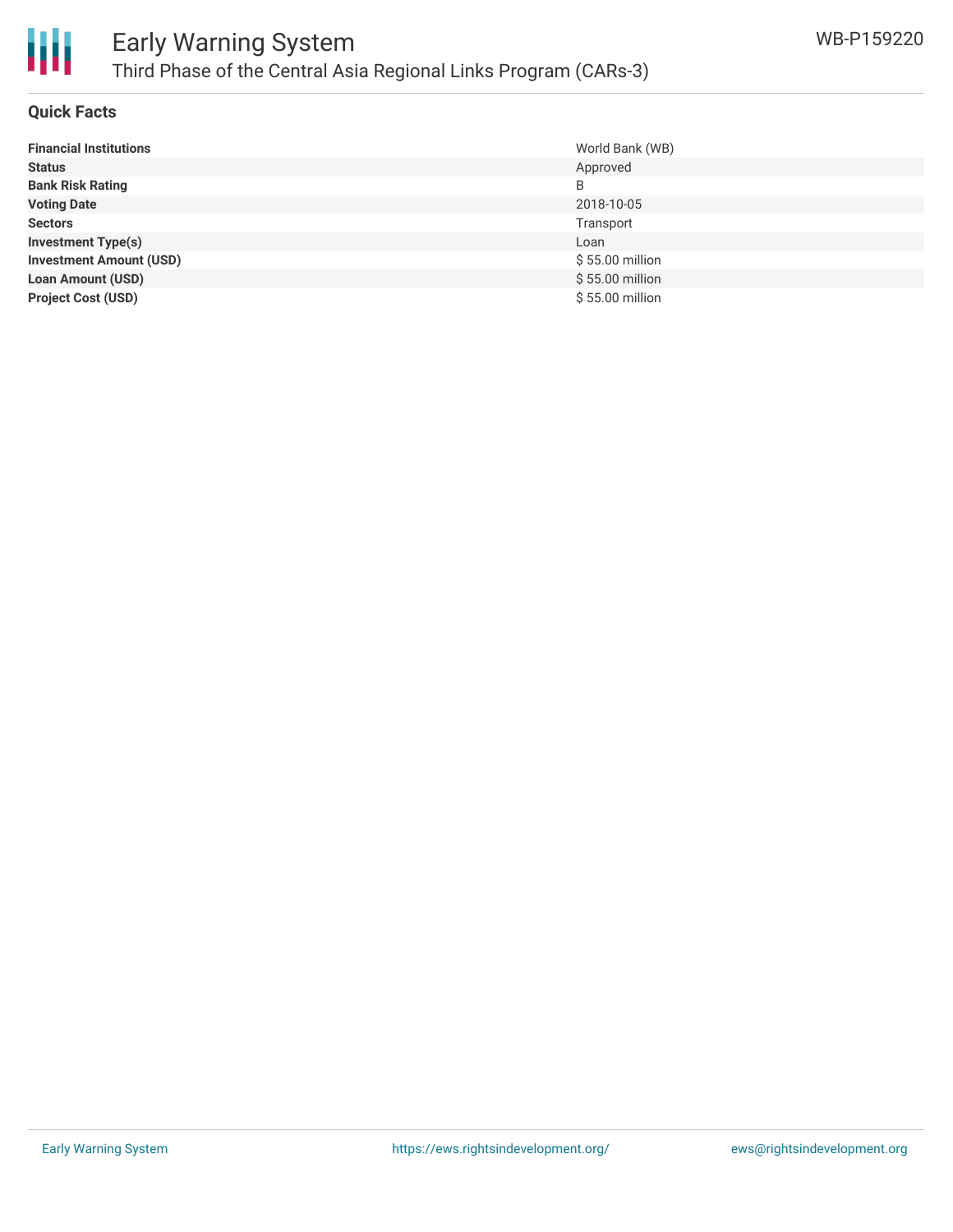## Quick Facts

| | |
|---|---|
| **Financial Institutions** | World Bank (WB) |
| **Status** | Approved |
| **Bank Risk Rating** | B |
| **Voting Date** | 2018-10-05 |
| **Sectors** | Transport |
| **Investment Type(s)** | Loan |
| **Investment Amount (USD)** | $ 55.00 million |
| **Loan Amount (USD)** | $ 55.00 million |
| **Project Cost (USD)** | $ 55.00 million |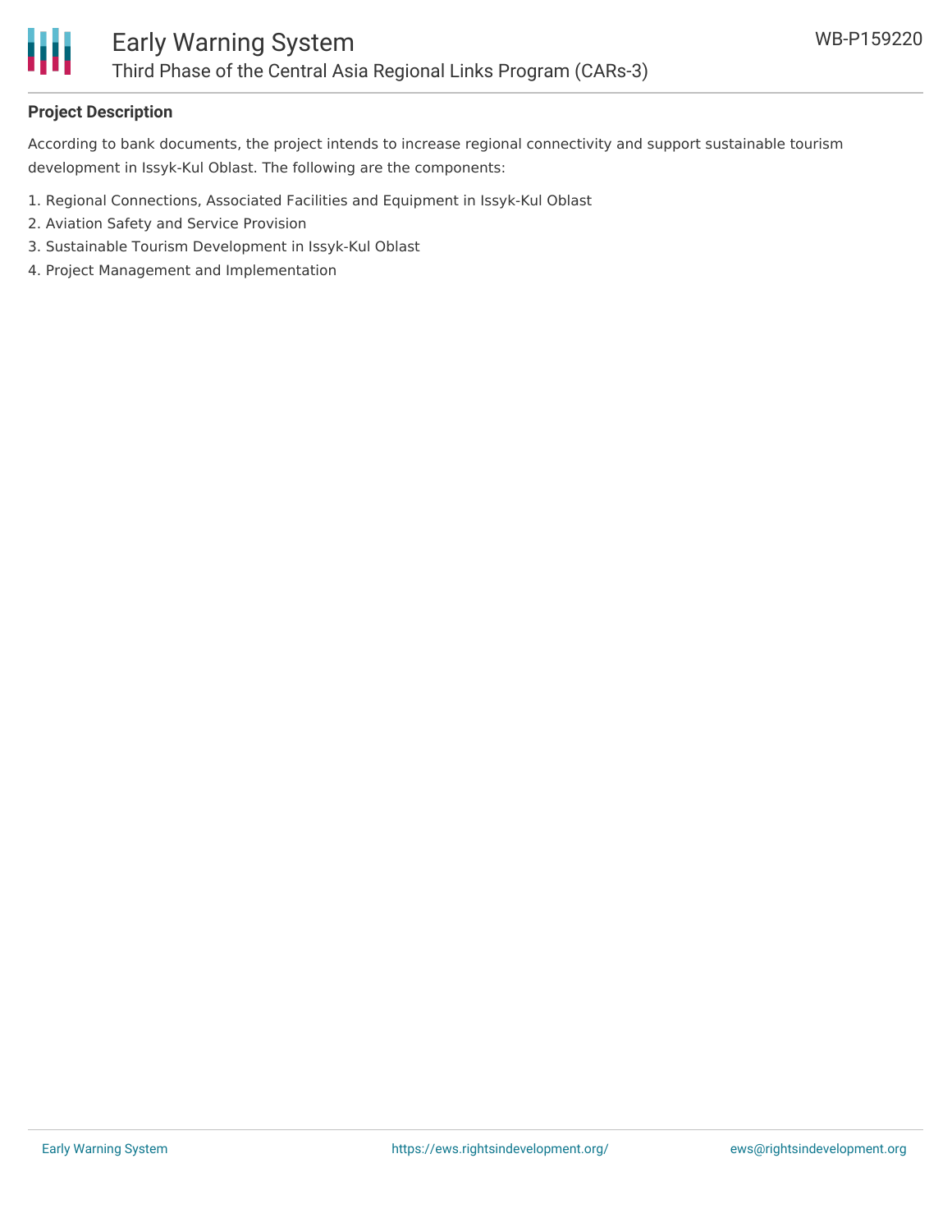## Project Description

According to bank documents, the project intends to increase regional connectivity and support sustainable tourism development in Issyk-Kul Oblast. The following are the components:

1. Regional Connections, Associated Facilities and Equipment in Issyk-Kul Oblast
2. Aviation Safety and Service Provision
3. Sustainable Tourism Development in Issyk-Kul Oblast
4. Project Management and Implementation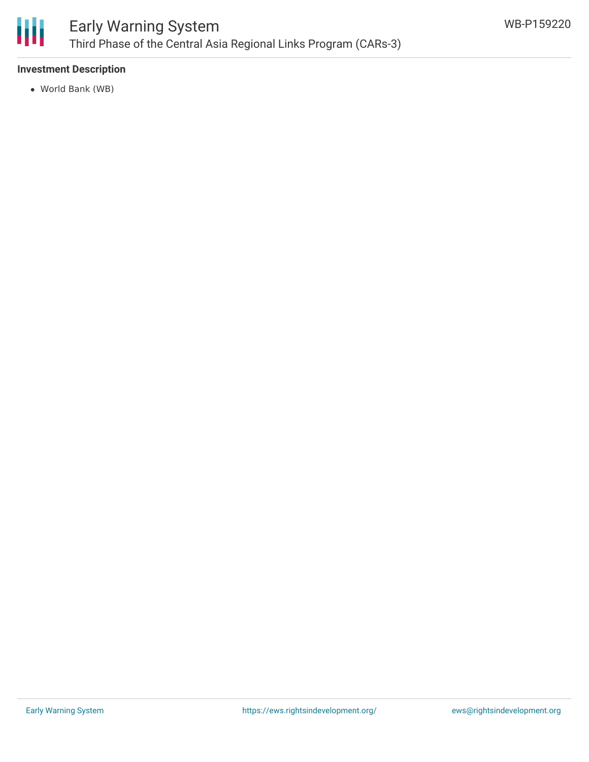**Investment Description**

- World Bank (WB)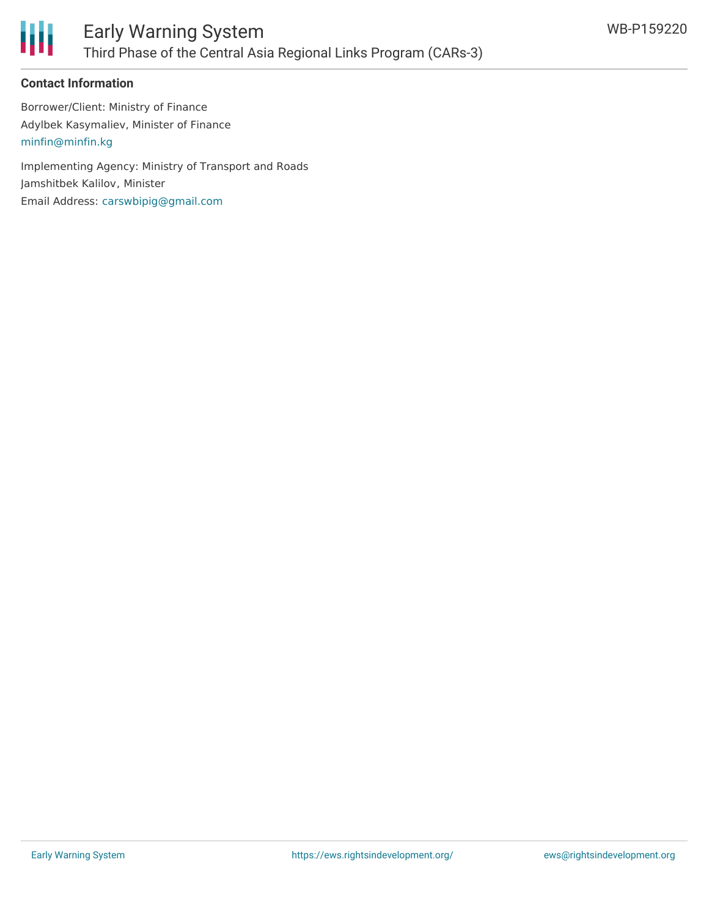**Contact Information**

Borrower/Client: Ministry of Finance

Adylbek Kasymaliev, Minister of Finance

minfin@minfin.kg

Implementing Agency: Ministry of Transport and Roads

Jamshitbek Kalilov, Minister

Email Address: carswbipig@gmail.com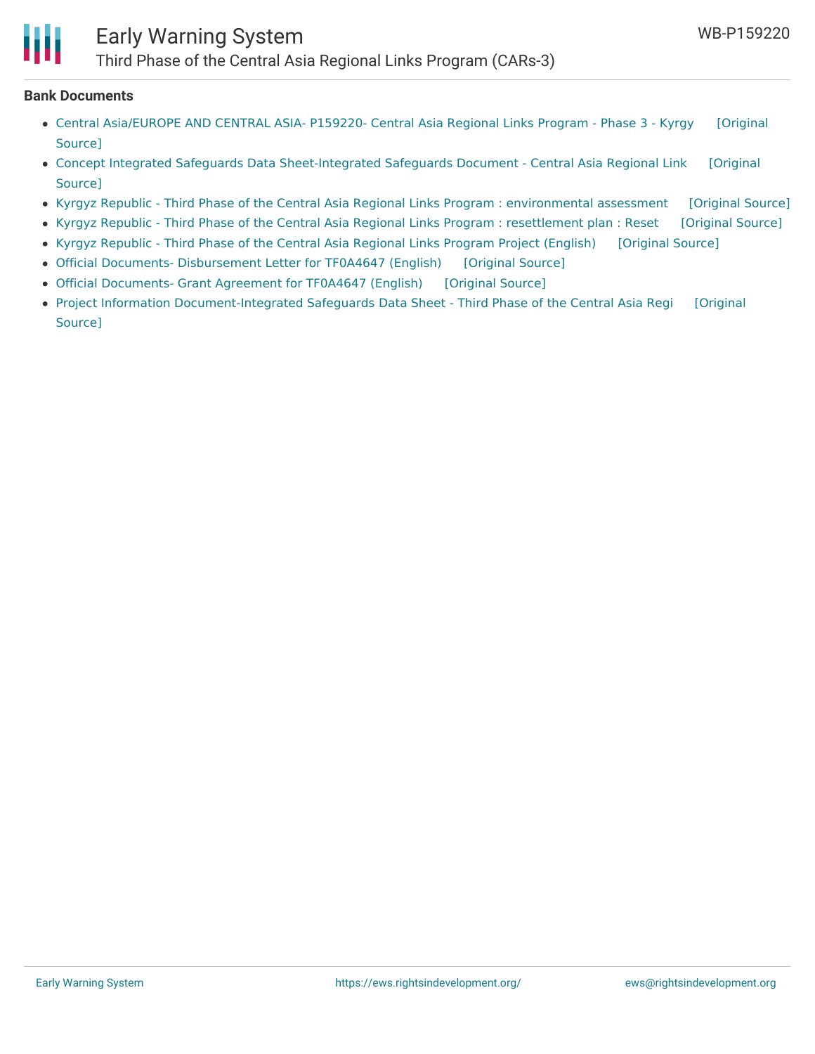**Bank Documents**

- Central Asia/EUROPE AND CENTRAL ASIA- P159220- Central Asia Regional Links Program - Phase 3 - Kyrgy [Original Source]
- Concept Integrated Safeguards Data Sheet-Integrated Safeguards Document - Central Asia Regional Link [Original Source]
- Kyrgyz Republic - Third Phase of the Central Asia Regional Links Program : environmental assessment [Original Source]
- Kyrgyz Republic - Third Phase of the Central Asia Regional Links Program : resettlement plan : Reset [Original Source]
- Kyrgyz Republic - Third Phase of the Central Asia Regional Links Program Project (English) [Original Source]
- Official Documents- Disbursement Letter for TF0A4647 (English) [Original Source]
- Official Documents- Grant Agreement for TF0A4647 (English) [Original Source]
- Project Information Document-Integrated Safeguards Data Sheet - Third Phase of the Central Asia Regi [Original Source]